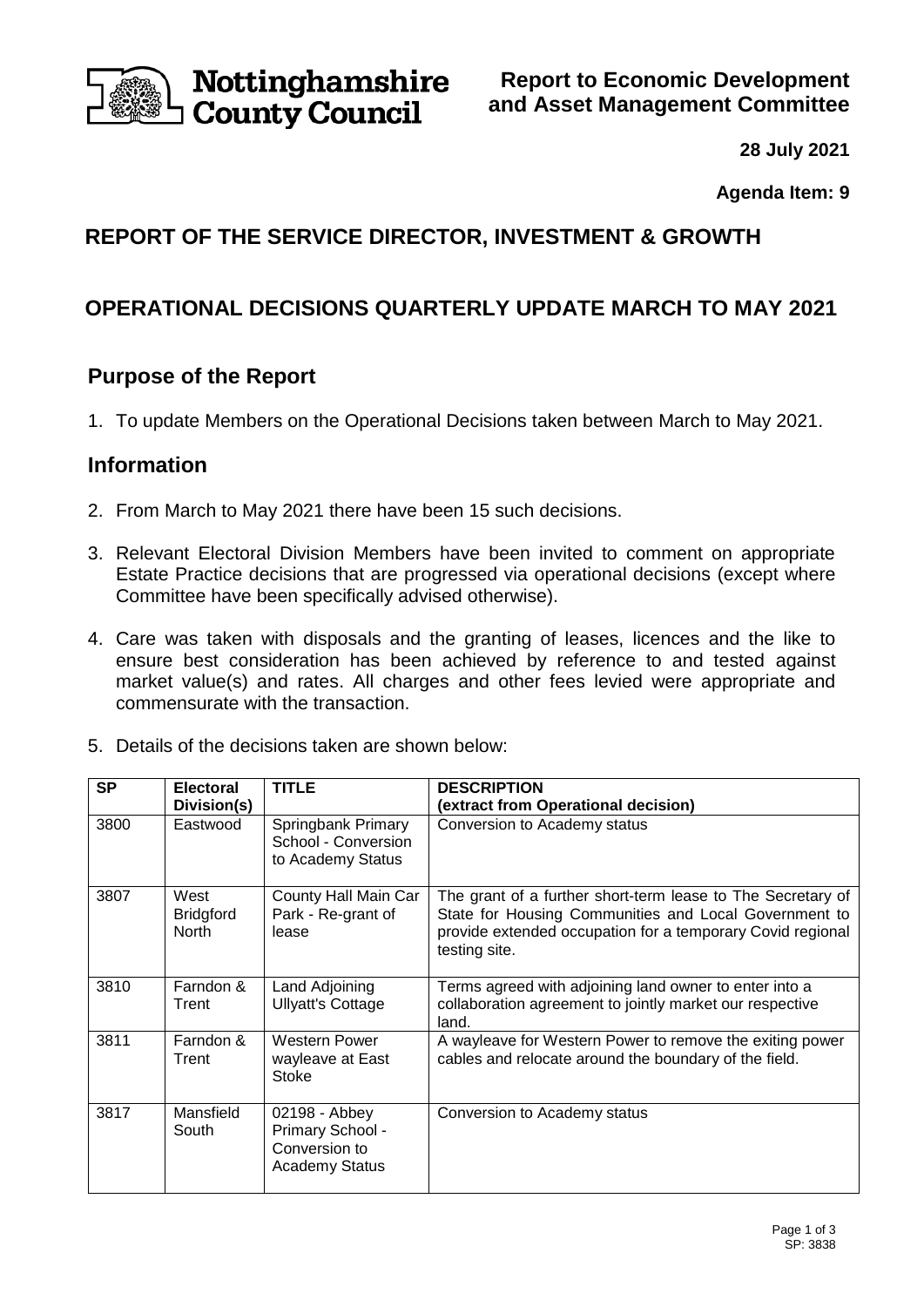Nottinghamshire County Council

**Report to Economic Development and Asset Management Committee**

**28 July 2021**

**Agenda Item: 9**

# REPORT OF THE SERVICE DIRECTOR, INVESTMENT & GROWTH

# OPERATIONAL DECISIONS QUARTERLY UPDATE MARCH TO MAY 2021

## Purpose of the Report

1. To update Members on the Operational Decisions taken between March to May 2021.

## Information

2. From March to May 2021 there have been 15 such decisions.

3. Relevant Electoral Division Members have been invited to comment on appropriate Estate Practice decisions that are progressed via operational decisions (except where Committee have been specifically advised otherwise).

4. Care was taken with disposals and the granting of leases, licences and the like to ensure best consideration has been achieved by reference to and tested against market value(s) and rates. All charges and other fees levied were appropriate and commensurate with the transaction.

5. Details of the decisions taken are shown below:

| SP | Electoral Division(s) | TITLE | DESCRIPTION (extract from Operational decision) |
|---|---|---|---|
| 3800 | Eastwood | Springbank Primary School - Conversion to Academy Status | Conversion to Academy status |
| 3807 | West Bridgford North | County Hall Main Car Park - Re-grant of lease | The grant of a further short-term lease to The Secretary of State for Housing Communities and Local Government to provide extended occupation for a temporary Covid regional testing site. |
| 3810 | Farndon & Trent | Land Adjoining Ullyatt's Cottage | Terms agreed with adjoining land owner to enter into a collaboration agreement to jointly market our respective land. |
| 3811 | Farndon & Trent | Western Power wayleave at East Stoke | A wayleave for Western Power to remove the exiting power cables and relocate around the boundary of the field. |
| 3817 | Mansfield South | 02198 - Abbey Primary School - Conversion to Academy Status | Conversion to Academy status |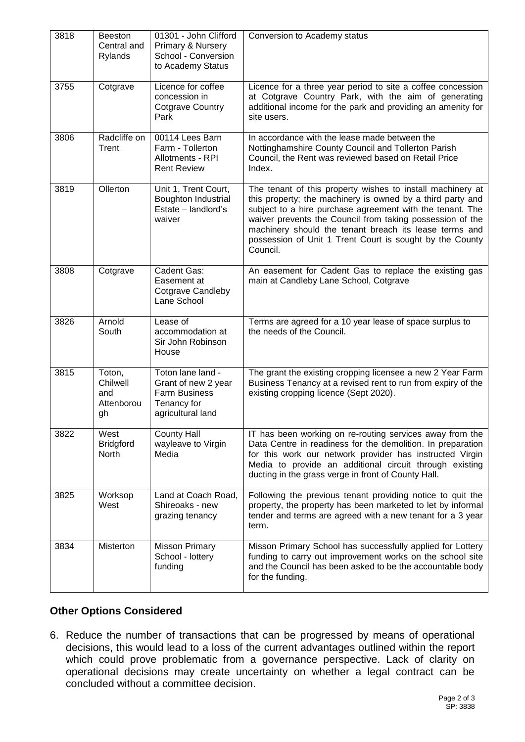| 3818 | Beeston Central and Rylands | 01301 - John Clifford Primary & Nursery School - Conversion to Academy Status | Conversion to Academy status |
|---|---|---|---|
| 3755 | Cotgrave | Licence for coffee concession in Cotgrave Country Park | Licence for a three year period to site a coffee concession at Cotgrave Country Park, with the aim of generating additional income for the park and providing an amenity for site users. |
| 3806 | Radcliffe on Trent | 00114 Lees Barn Farm - Tollerton Allotments - RPI Rent Review | In accordance with the lease made between the Nottinghamshire County Council and Tollerton Parish Council, the Rent was reviewed based on Retail Price Index. |
| 3819 | Ollerton | Unit 1, Trent Court, Boughton Industrial Estate – landlord's waiver | The tenant of this property wishes to install machinery at this property; the machinery is owned by a third party and subject to a hire purchase agreement with the tenant. The waiver prevents the Council from taking possession of the machinery should the tenant breach its lease terms and possession of Unit 1 Trent Court is sought by the County Council. |
| 3808 | Cotgrave | Cadent Gas: Easement at Cotgrave Candleby Lane School | An easement for Cadent Gas to replace the existing gas main at Candleby Lane School, Cotgrave |
| 3826 | Arnold South | Lease of accommodation at Sir John Robinson House | Terms are agreed for a 10 year lease of space surplus to the needs of the Council. |
| 3815 | Toton, Chilwell and Attenborough | Toton lane land - Grant of new 2 year Farm Business Tenancy for agricultural land | The grant the existing cropping licensee a new 2 Year Farm Business Tenancy at a revised rent to run from expiry of the existing cropping licence (Sept 2020). |
| 3822 | West Bridgford North | County Hall wayleave to Virgin Media | IT has been working on re-routing services away from the Data Centre in readiness for the demolition. In preparation for this work our network provider has instructed Virgin Media to provide an additional circuit through existing ducting in the grass verge in front of County Hall. |
| 3825 | Worksop West | Land at Coach Road, Shireoaks - new grazing tenancy | Following the previous tenant providing notice to quit the property, the property has been marketed to let by informal tender and terms are agreed with a new tenant for a 3 year term. |
| 3834 | Misterton | Misson Primary School - lottery funding | Misson Primary School has successfully applied for Lottery funding to carry out improvement works on the school site and the Council has been asked to be the accountable body for the funding. |

## Other Options Considered

6. Reduce the number of transactions that can be progressed by means of operational decisions, this would lead to a loss of the current advantages outlined within the report which could prove problematic from a governance perspective. Lack of clarity on operational decisions may create uncertainty on whether a legal contract can be concluded without a committee decision.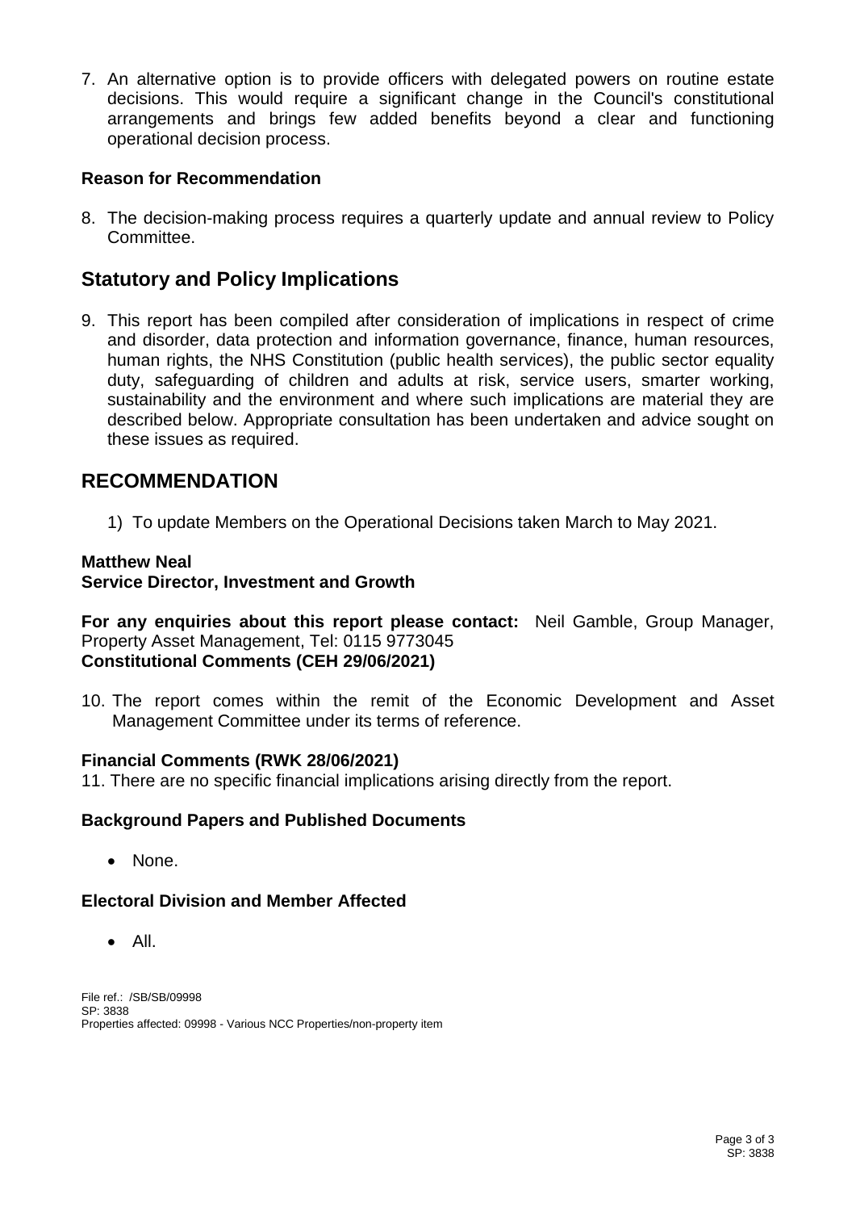7. An alternative option is to provide officers with delegated powers on routine estate decisions. This would require a significant change in the Council's constitutional arrangements and brings few added benefits beyond a clear and functioning operational decision process.

**Reason for Recommendation**

8. The decision-making process requires a quarterly update and annual review to Policy Committee.

## Statutory and Policy Implications

9. This report has been compiled after consideration of implications in respect of crime and disorder, data protection and information governance, finance, human resources, human rights, the NHS Constitution (public health services), the public sector equality duty, safeguarding of children and adults at risk, service users, smarter working, sustainability and the environment and where such implications are material they are described below. Appropriate consultation has been undertaken and advice sought on these issues as required.

## RECOMMENDATION

1) To update Members on the Operational Decisions taken March to May 2021.

**Matthew Neal**
**Service Director, Investment and Growth**

**For any enquiries about this report please contact:** Neil Gamble, Group Manager, Property Asset Management, Tel: 0115 9773045

**Constitutional Comments (CEH 29/06/2021)**

10. The report comes within the remit of the Economic Development and Asset Management Committee under its terms of reference.

**Financial Comments (RWK 28/06/2021)**

11. There are no specific financial implications arising directly from the report.

**Background Papers and Published Documents**

- None.

**Electoral Division and Member Affected**

- All.

File ref.: /SB/SB/09998
SP: 3838
Properties affected: 09998 - Various NCC Properties/non-property item